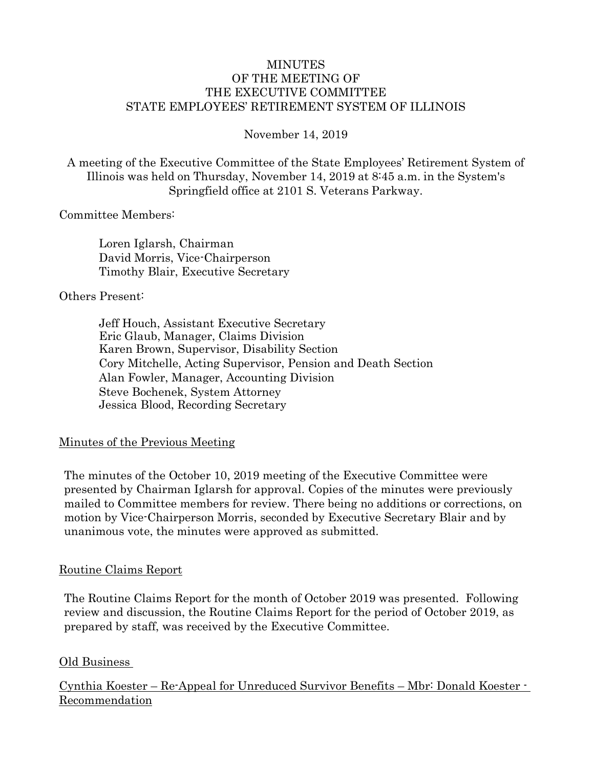# MINUTES
# OF THE MEETING OF
# THE EXECUTIVE COMMITTEE
# STATE EMPLOYEES' RETIREMENT SYSTEM OF ILLINOIS

November 14, 2019

A meeting of the Executive Committee of the State Employees' Retirement System of Illinois was held on Thursday, November 14, 2019 at 8:45 a.m. in the System's Springfield office at 2101 S. Veterans Parkway.

Committee Members:

Loren Iglarsh, Chairman
David Morris, Vice-Chairperson
Timothy Blair, Executive Secretary

Others Present:

Jeff Houch, Assistant Executive Secretary
Eric Glaub, Manager, Claims Division
Karen Brown, Supervisor, Disability Section
Cory Mitchelle, Acting Supervisor, Pension and Death Section
Alan Fowler, Manager, Accounting Division
Steve Bochenek, System Attorney
Jessica Blood, Recording Secretary

## Minutes of the Previous Meeting

The minutes of the October 10, 2019 meeting of the Executive Committee were presented by Chairman Iglarsh for approval. Copies of the minutes were previously mailed to Committee members for review. There being no additions or corrections, on motion by Vice-Chairperson Morris, seconded by Executive Secretary Blair and by unanimous vote, the minutes were approved as submitted.

## Routine Claims Report

The Routine Claims Report for the month of October 2019 was presented. Following review and discussion, the Routine Claims Report for the period of October 2019, as prepared by staff, was received by the Executive Committee.

## Old Business

### Cynthia Koester – Re-Appeal for Unreduced Survivor Benefits – Mbr: Donald Koester - Recommendation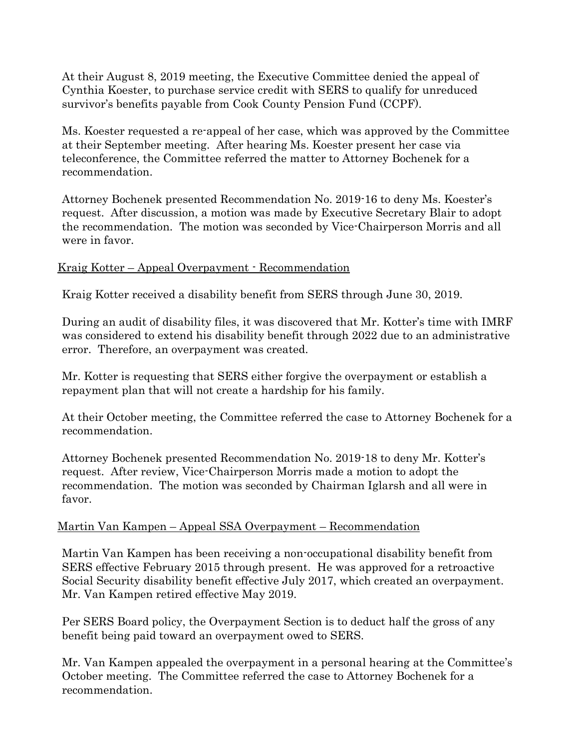At their August 8, 2019 meeting, the Executive Committee denied the appeal of Cynthia Koester, to purchase service credit with SERS to qualify for unreduced survivor's benefits payable from Cook County Pension Fund (CCPF).

Ms. Koester requested a re-appeal of her case, which was approved by the Committee at their September meeting. After hearing Ms. Koester present her case via teleconference, the Committee referred the matter to Attorney Bochenek for a recommendation.

Attorney Bochenek presented Recommendation No. 2019-16 to deny Ms. Koester's request. After discussion, a motion was made by Executive Secretary Blair to adopt the recommendation. The motion was seconded by Vice-Chairperson Morris and all were in favor.

Kraig Kotter – Appeal Overpayment - Recommendation

Kraig Kotter received a disability benefit from SERS through June 30, 2019.

During an audit of disability files, it was discovered that Mr. Kotter's time with IMRF was considered to extend his disability benefit through 2022 due to an administrative error. Therefore, an overpayment was created.

Mr. Kotter is requesting that SERS either forgive the overpayment or establish a repayment plan that will not create a hardship for his family.

At their October meeting, the Committee referred the case to Attorney Bochenek for a recommendation.

Attorney Bochenek presented Recommendation No. 2019-18 to deny Mr. Kotter's request. After review, Vice-Chairperson Morris made a motion to adopt the recommendation. The motion was seconded by Chairman Iglarsh and all were in favor.

Martin Van Kampen – Appeal SSA Overpayment – Recommendation

Martin Van Kampen has been receiving a non-occupational disability benefit from SERS effective February 2015 through present. He was approved for a retroactive Social Security disability benefit effective July 2017, which created an overpayment. Mr. Van Kampen retired effective May 2019.

Per SERS Board policy, the Overpayment Section is to deduct half the gross of any benefit being paid toward an overpayment owed to SERS.

Mr. Van Kampen appealed the overpayment in a personal hearing at the Committee's October meeting. The Committee referred the case to Attorney Bochenek for a recommendation.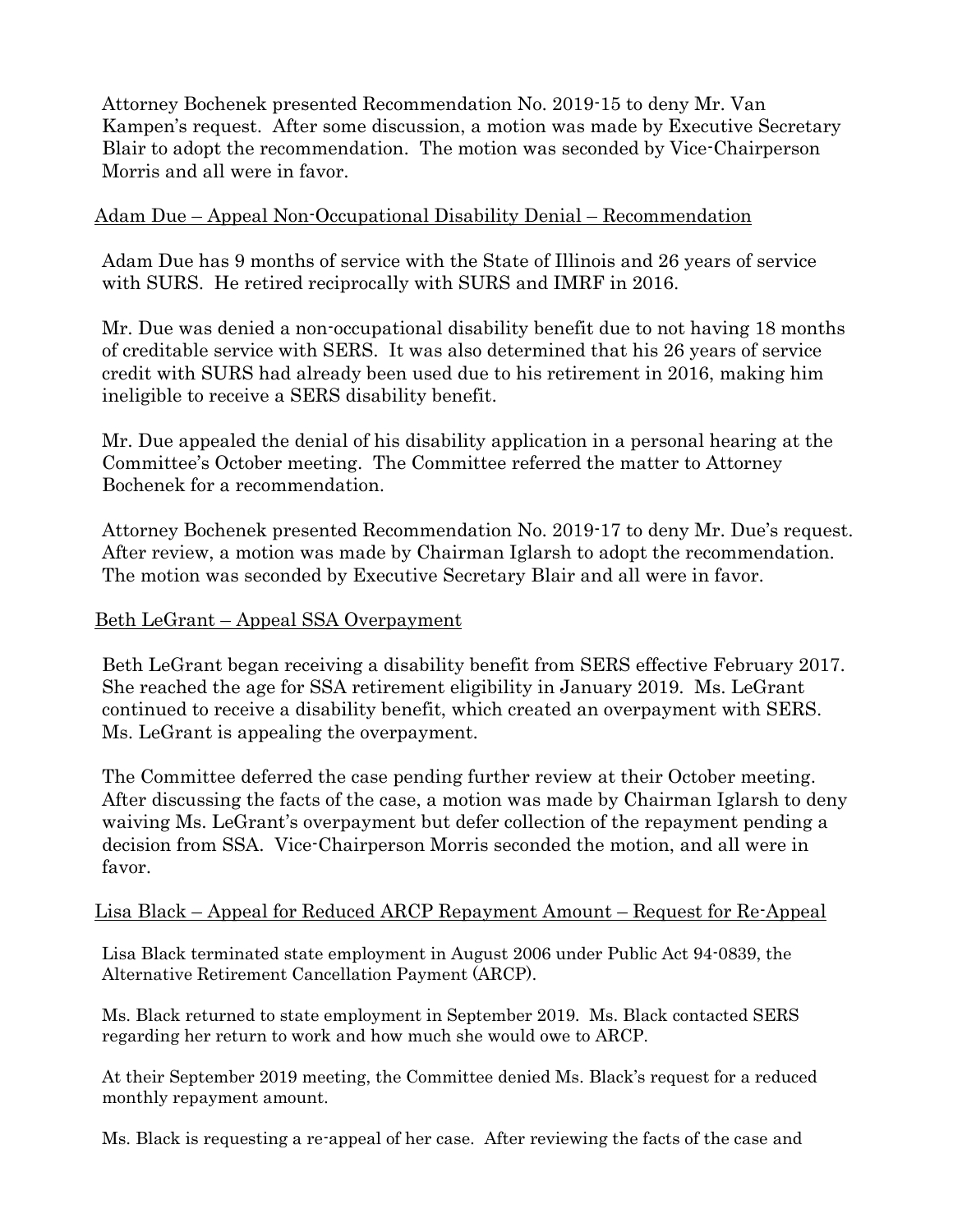Attorney Bochenek presented Recommendation No. 2019-15 to deny Mr. Van Kampen's request. After some discussion, a motion was made by Executive Secretary Blair to adopt the recommendation. The motion was seconded by Vice-Chairperson Morris and all were in favor.

Adam Due – Appeal Non-Occupational Disability Denial – Recommendation

Adam Due has 9 months of service with the State of Illinois and 26 years of service with SURS. He retired reciprocally with SURS and IMRF in 2016.

Mr. Due was denied a non-occupational disability benefit due to not having 18 months of creditable service with SERS. It was also determined that his 26 years of service credit with SURS had already been used due to his retirement in 2016, making him ineligible to receive a SERS disability benefit.

Mr. Due appealed the denial of his disability application in a personal hearing at the Committee's October meeting. The Committee referred the matter to Attorney Bochenek for a recommendation.

Attorney Bochenek presented Recommendation No. 2019-17 to deny Mr. Due's request. After review, a motion was made by Chairman Iglarsh to adopt the recommendation. The motion was seconded by Executive Secretary Blair and all were in favor.

Beth LeGrant – Appeal SSA Overpayment

Beth LeGrant began receiving a disability benefit from SERS effective February 2017. She reached the age for SSA retirement eligibility in January 2019. Ms. LeGrant continued to receive a disability benefit, which created an overpayment with SERS. Ms. LeGrant is appealing the overpayment.

The Committee deferred the case pending further review at their October meeting. After discussing the facts of the case, a motion was made by Chairman Iglarsh to deny waiving Ms. LeGrant's overpayment but defer collection of the repayment pending a decision from SSA. Vice-Chairperson Morris seconded the motion, and all were in favor.

Lisa Black – Appeal for Reduced ARCP Repayment Amount – Request for Re-Appeal

Lisa Black terminated state employment in August 2006 under Public Act 94-0839, the Alternative Retirement Cancellation Payment (ARCP).

Ms. Black returned to state employment in September 2019. Ms. Black contacted SERS regarding her return to work and how much she would owe to ARCP.

At their September 2019 meeting, the Committee denied Ms. Black's request for a reduced monthly repayment amount.

Ms. Black is requesting a re-appeal of her case. After reviewing the facts of the case and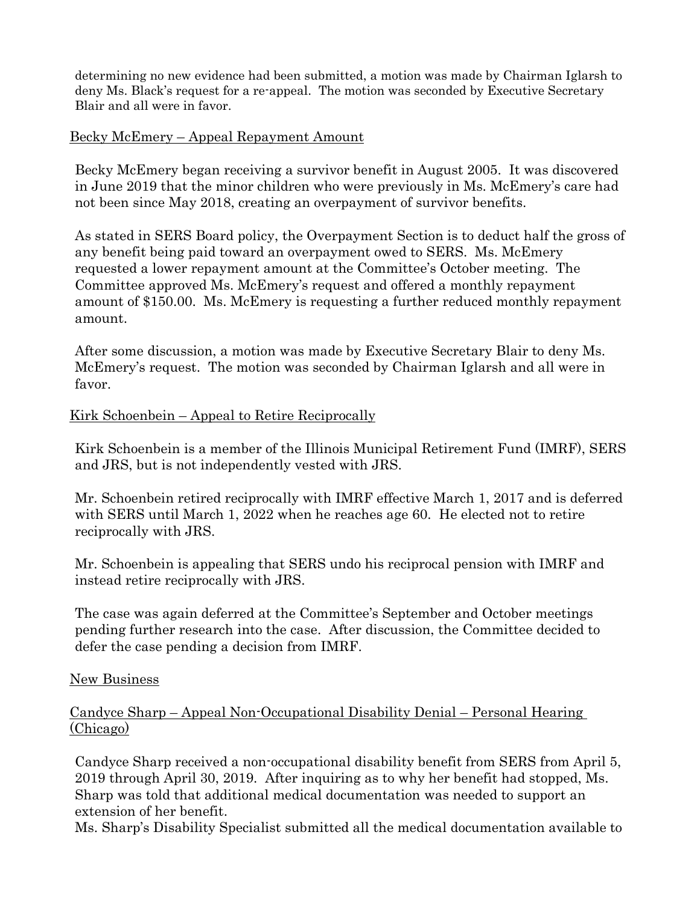determining no new evidence had been submitted, a motion was made by Chairman Iglarsh to deny Ms. Black's request for a re-appeal. The motion was seconded by Executive Secretary Blair and all were in favor.

Becky McEmery – Appeal Repayment Amount

Becky McEmery began receiving a survivor benefit in August 2005. It was discovered in June 2019 that the minor children who were previously in Ms. McEmery's care had not been since May 2018, creating an overpayment of survivor benefits.

As stated in SERS Board policy, the Overpayment Section is to deduct half the gross of any benefit being paid toward an overpayment owed to SERS. Ms. McEmery requested a lower repayment amount at the Committee's October meeting. The Committee approved Ms. McEmery's request and offered a monthly repayment amount of $150.00. Ms. McEmery is requesting a further reduced monthly repayment amount.

After some discussion, a motion was made by Executive Secretary Blair to deny Ms. McEmery's request. The motion was seconded by Chairman Iglarsh and all were in favor.

Kirk Schoenbein – Appeal to Retire Reciprocally

Kirk Schoenbein is a member of the Illinois Municipal Retirement Fund (IMRF), SERS and JRS, but is not independently vested with JRS.

Mr. Schoenbein retired reciprocally with IMRF effective March 1, 2017 and is deferred with SERS until March 1, 2022 when he reaches age 60. He elected not to retire reciprocally with JRS.

Mr. Schoenbein is appealing that SERS undo his reciprocal pension with IMRF and instead retire reciprocally with JRS.

The case was again deferred at the Committee's September and October meetings pending further research into the case. After discussion, the Committee decided to defer the case pending a decision from IMRF.

New Business

Candyce Sharp – Appeal Non-Occupational Disability Denial – Personal Hearing (Chicago)

Candyce Sharp received a non-occupational disability benefit from SERS from April 5, 2019 through April 30, 2019. After inquiring as to why her benefit had stopped, Ms. Sharp was told that additional medical documentation was needed to support an extension of her benefit.

Ms. Sharp's Disability Specialist submitted all the medical documentation available to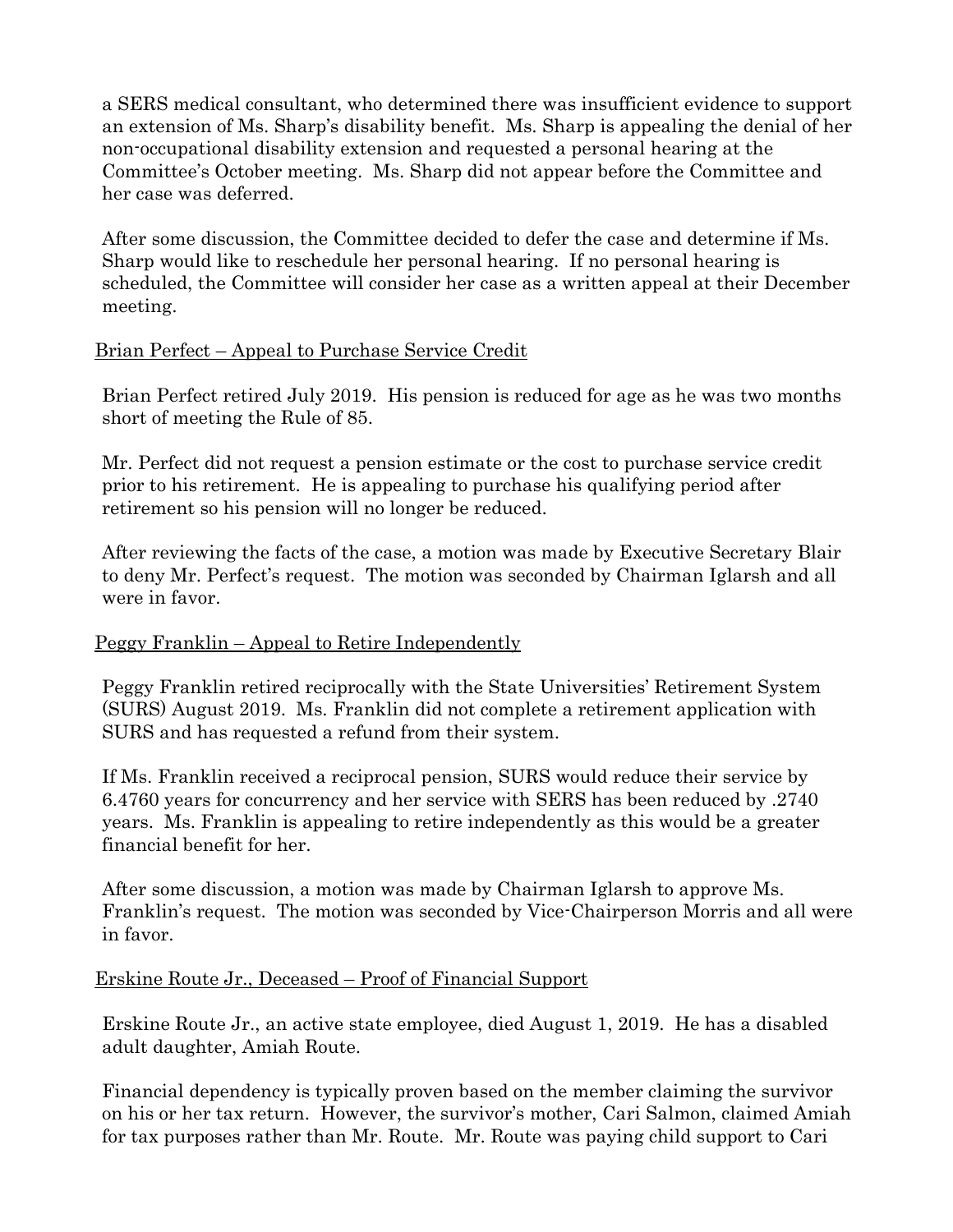a SERS medical consultant, who determined there was insufficient evidence to support an extension of Ms. Sharp's disability benefit. Ms. Sharp is appealing the denial of her non-occupational disability extension and requested a personal hearing at the Committee's October meeting. Ms. Sharp did not appear before the Committee and her case was deferred.

After some discussion, the Committee decided to defer the case and determine if Ms. Sharp would like to reschedule her personal hearing. If no personal hearing is scheduled, the Committee will consider her case as a written appeal at their December meeting.

<u>Brian Perfect – Appeal to Purchase Service Credit</u>

Brian Perfect retired July 2019. His pension is reduced for age as he was two months short of meeting the Rule of 85.

Mr. Perfect did not request a pension estimate or the cost to purchase service credit prior to his retirement. He is appealing to purchase his qualifying period after retirement so his pension will no longer be reduced.

After reviewing the facts of the case, a motion was made by Executive Secretary Blair to deny Mr. Perfect's request. The motion was seconded by Chairman Iglarsh and all were in favor.

<u>Peggy Franklin – Appeal to Retire Independently</u>

Peggy Franklin retired reciprocally with the State Universities' Retirement System (SURS) August 2019. Ms. Franklin did not complete a retirement application with SURS and has requested a refund from their system.

If Ms. Franklin received a reciprocal pension, SURS would reduce their service by 6.4760 years for concurrency and her service with SERS has been reduced by .2740 years. Ms. Franklin is appealing to retire independently as this would be a greater financial benefit for her.

After some discussion, a motion was made by Chairman Iglarsh to approve Ms. Franklin's request. The motion was seconded by Vice-Chairperson Morris and all were in favor.

<u>Erskine Route Jr., Deceased – Proof of Financial Support</u>

Erskine Route Jr., an active state employee, died August 1, 2019. He has a disabled adult daughter, Amiah Route.

Financial dependency is typically proven based on the member claiming the survivor on his or her tax return. However, the survivor's mother, Cari Salmon, claimed Amiah for tax purposes rather than Mr. Route. Mr. Route was paying child support to Cari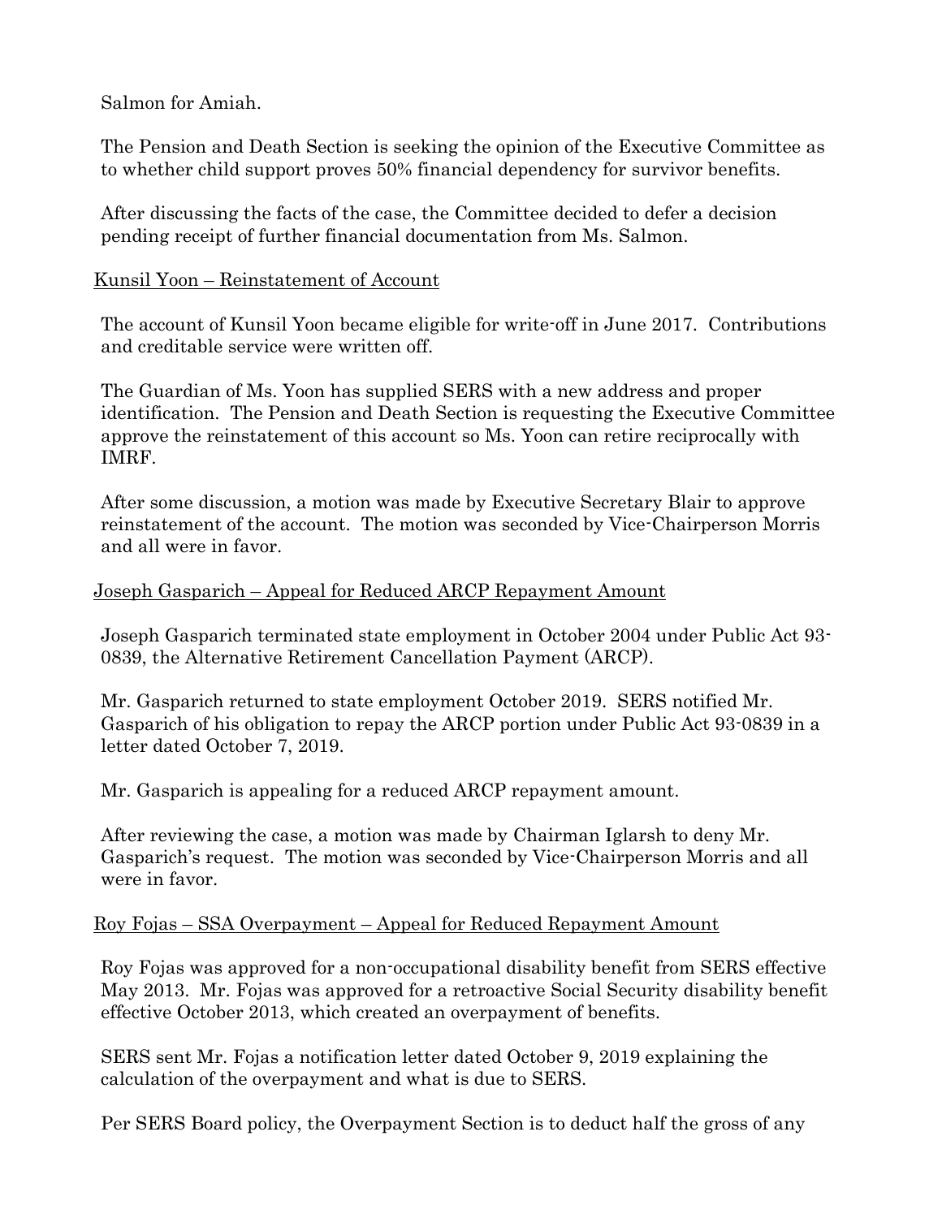Salmon for Amiah.

The Pension and Death Section is seeking the opinion of the Executive Committee as to whether child support proves 50% financial dependency for survivor benefits.

After discussing the facts of the case, the Committee decided to defer a decision pending receipt of further financial documentation from Ms. Salmon.

<u>Kunsil Yoon – Reinstatement of Account</u>

The account of Kunsil Yoon became eligible for write-off in June 2017. Contributions and creditable service were written off.

The Guardian of Ms. Yoon has supplied SERS with a new address and proper identification. The Pension and Death Section is requesting the Executive Committee approve the reinstatement of this account so Ms. Yoon can retire reciprocally with IMRF.

After some discussion, a motion was made by Executive Secretary Blair to approve reinstatement of the account. The motion was seconded by Vice-Chairperson Morris and all were in favor.

<u>Joseph Gasparich – Appeal for Reduced ARCP Repayment Amount</u>

Joseph Gasparich terminated state employment in October 2004 under Public Act 93-0839, the Alternative Retirement Cancellation Payment (ARCP).

Mr. Gasparich returned to state employment October 2019. SERS notified Mr. Gasparich of his obligation to repay the ARCP portion under Public Act 93-0839 in a letter dated October 7, 2019.

Mr. Gasparich is appealing for a reduced ARCP repayment amount.

After reviewing the case, a motion was made by Chairman Iglarsh to deny Mr. Gasparich's request. The motion was seconded by Vice-Chairperson Morris and all were in favor.

<u>Roy Fojas – SSA Overpayment – Appeal for Reduced Repayment Amount</u>

Roy Fojas was approved for a non-occupational disability benefit from SERS effective May 2013. Mr. Fojas was approved for a retroactive Social Security disability benefit effective October 2013, which created an overpayment of benefits.

SERS sent Mr. Fojas a notification letter dated October 9, 2019 explaining the calculation of the overpayment and what is due to SERS.

Per SERS Board policy, the Overpayment Section is to deduct half the gross of any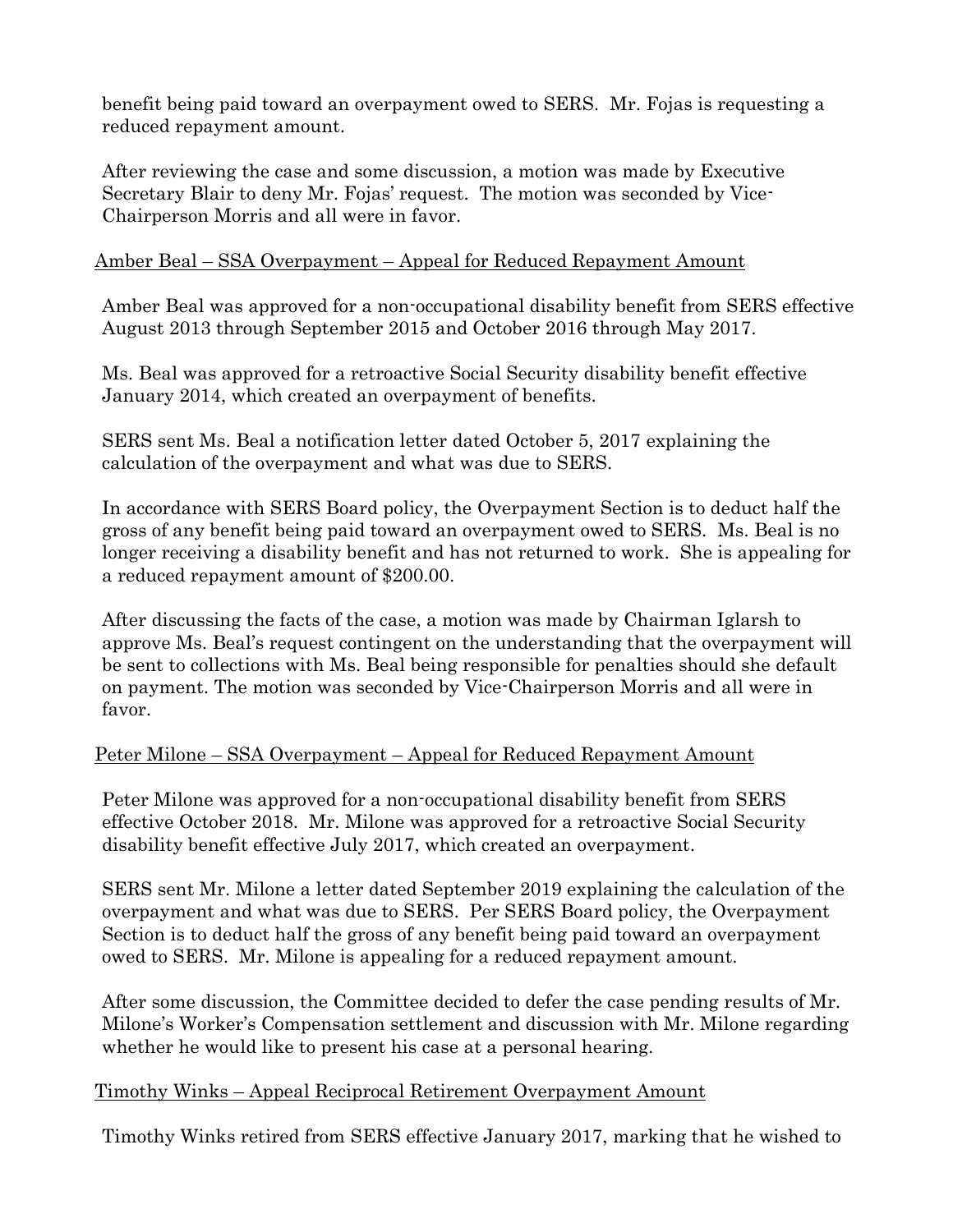benefit being paid toward an overpayment owed to SERS. Mr. Fojas is requesting a reduced repayment amount.

After reviewing the case and some discussion, a motion was made by Executive Secretary Blair to deny Mr. Fojas' request. The motion was seconded by Vice-Chairperson Morris and all were in favor.

<u>Amber Beal – SSA Overpayment – Appeal for Reduced Repayment Amount</u>

Amber Beal was approved for a non-occupational disability benefit from SERS effective August 2013 through September 2015 and October 2016 through May 2017.

Ms. Beal was approved for a retroactive Social Security disability benefit effective January 2014, which created an overpayment of benefits.

SERS sent Ms. Beal a notification letter dated October 5, 2017 explaining the calculation of the overpayment and what was due to SERS.

In accordance with SERS Board policy, the Overpayment Section is to deduct half the gross of any benefit being paid toward an overpayment owed to SERS. Ms. Beal is no longer receiving a disability benefit and has not returned to work. She is appealing for a reduced repayment amount of $200.00.

After discussing the facts of the case, a motion was made by Chairman Iglarsh to approve Ms. Beal's request contingent on the understanding that the overpayment will be sent to collections with Ms. Beal being responsible for penalties should she default on payment. The motion was seconded by Vice-Chairperson Morris and all were in favor.

<u>Peter Milone – SSA Overpayment – Appeal for Reduced Repayment Amount</u>

Peter Milone was approved for a non-occupational disability benefit from SERS effective October 2018. Mr. Milone was approved for a retroactive Social Security disability benefit effective July 2017, which created an overpayment.

SERS sent Mr. Milone a letter dated September 2019 explaining the calculation of the overpayment and what was due to SERS. Per SERS Board policy, the Overpayment Section is to deduct half the gross of any benefit being paid toward an overpayment owed to SERS. Mr. Milone is appealing for a reduced repayment amount.

After some discussion, the Committee decided to defer the case pending results of Mr. Milone's Worker's Compensation settlement and discussion with Mr. Milone regarding whether he would like to present his case at a personal hearing.

<u>Timothy Winks – Appeal Reciprocal Retirement Overpayment Amount</u>

Timothy Winks retired from SERS effective January 2017, marking that he wished to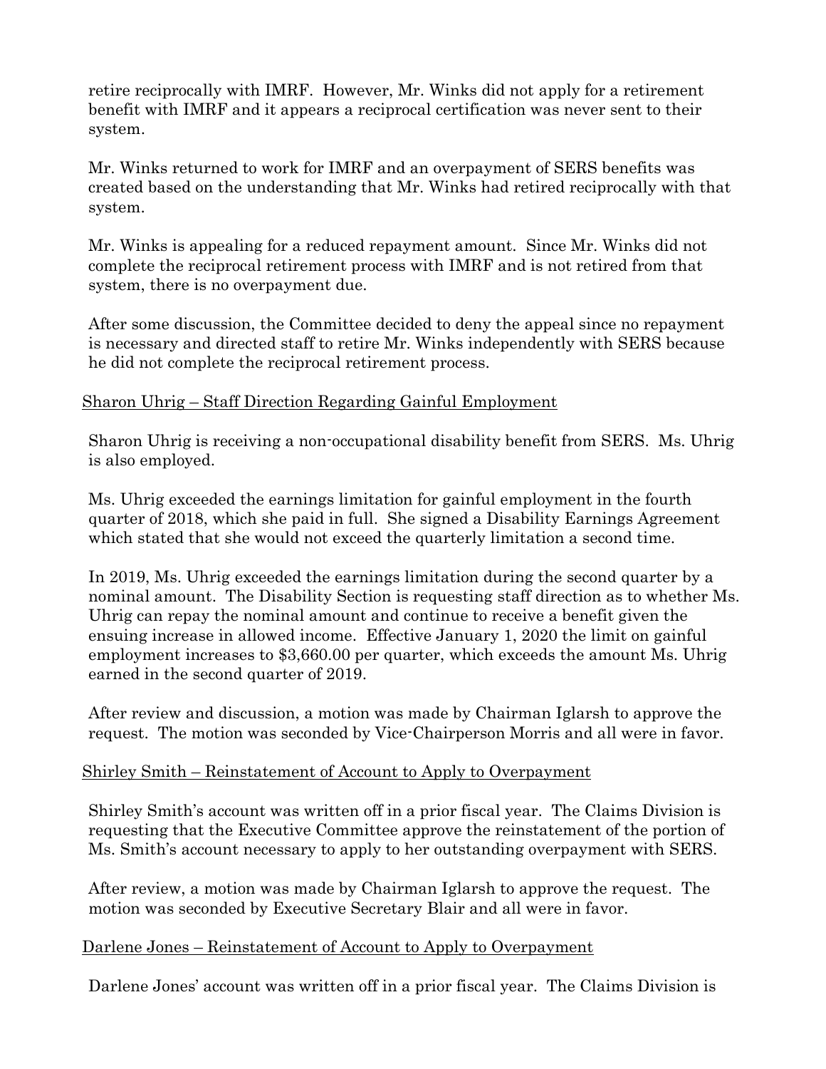retire reciprocally with IMRF. However, Mr. Winks did not apply for a retirement benefit with IMRF and it appears a reciprocal certification was never sent to their system.

Mr. Winks returned to work for IMRF and an overpayment of SERS benefits was created based on the understanding that Mr. Winks had retired reciprocally with that system.

Mr. Winks is appealing for a reduced repayment amount. Since Mr. Winks did not complete the reciprocal retirement process with IMRF and is not retired from that system, there is no overpayment due.

After some discussion, the Committee decided to deny the appeal since no repayment is necessary and directed staff to retire Mr. Winks independently with SERS because he did not complete the reciprocal retirement process.

<u>Sharon Uhrig – Staff Direction Regarding Gainful Employment</u>

Sharon Uhrig is receiving a non-occupational disability benefit from SERS. Ms. Uhrig is also employed.

Ms. Uhrig exceeded the earnings limitation for gainful employment in the fourth quarter of 2018, which she paid in full. She signed a Disability Earnings Agreement which stated that she would not exceed the quarterly limitation a second time.

In 2019, Ms. Uhrig exceeded the earnings limitation during the second quarter by a nominal amount. The Disability Section is requesting staff direction as to whether Ms. Uhrig can repay the nominal amount and continue to receive a benefit given the ensuing increase in allowed income. Effective January 1, 2020 the limit on gainful employment increases to $3,660.00 per quarter, which exceeds the amount Ms. Uhrig earned in the second quarter of 2019.

After review and discussion, a motion was made by Chairman Iglarsh to approve the request. The motion was seconded by Vice-Chairperson Morris and all were in favor.

<u>Shirley Smith – Reinstatement of Account to Apply to Overpayment</u>

Shirley Smith's account was written off in a prior fiscal year. The Claims Division is requesting that the Executive Committee approve the reinstatement of the portion of Ms. Smith's account necessary to apply to her outstanding overpayment with SERS.

After review, a motion was made by Chairman Iglarsh to approve the request. The motion was seconded by Executive Secretary Blair and all were in favor.

<u>Darlene Jones – Reinstatement of Account to Apply to Overpayment</u>

Darlene Jones' account was written off in a prior fiscal year. The Claims Division is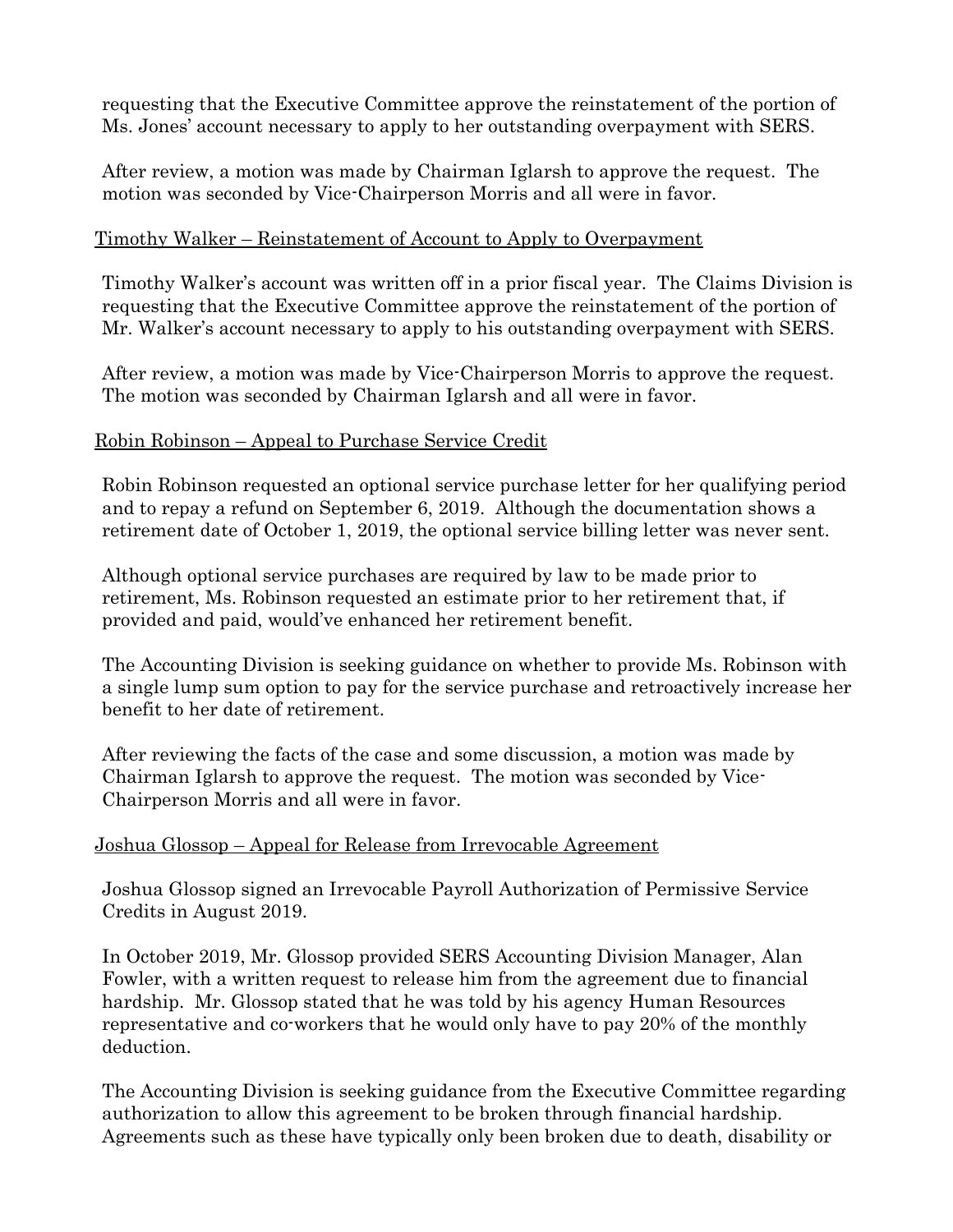requesting that the Executive Committee approve the reinstatement of the portion of Ms. Jones' account necessary to apply to her outstanding overpayment with SERS.

After review, a motion was made by Chairman Iglarsh to approve the request. The motion was seconded by Vice-Chairperson Morris and all were in favor.

Timothy Walker – Reinstatement of Account to Apply to Overpayment

Timothy Walker's account was written off in a prior fiscal year. The Claims Division is requesting that the Executive Committee approve the reinstatement of the portion of Mr. Walker's account necessary to apply to his outstanding overpayment with SERS.

After review, a motion was made by Vice-Chairperson Morris to approve the request. The motion was seconded by Chairman Iglarsh and all were in favor.

Robin Robinson – Appeal to Purchase Service Credit

Robin Robinson requested an optional service purchase letter for her qualifying period and to repay a refund on September 6, 2019. Although the documentation shows a retirement date of October 1, 2019, the optional service billing letter was never sent.

Although optional service purchases are required by law to be made prior to retirement, Ms. Robinson requested an estimate prior to her retirement that, if provided and paid, would've enhanced her retirement benefit.

The Accounting Division is seeking guidance on whether to provide Ms. Robinson with a single lump sum option to pay for the service purchase and retroactively increase her benefit to her date of retirement.

After reviewing the facts of the case and some discussion, a motion was made by Chairman Iglarsh to approve the request. The motion was seconded by Vice-Chairperson Morris and all were in favor.

Joshua Glossop – Appeal for Release from Irrevocable Agreement

Joshua Glossop signed an Irrevocable Payroll Authorization of Permissive Service Credits in August 2019.

In October 2019, Mr. Glossop provided SERS Accounting Division Manager, Alan Fowler, with a written request to release him from the agreement due to financial hardship. Mr. Glossop stated that he was told by his agency Human Resources representative and co-workers that he would only have to pay 20% of the monthly deduction.

The Accounting Division is seeking guidance from the Executive Committee regarding authorization to allow this agreement to be broken through financial hardship. Agreements such as these have typically only been broken due to death, disability or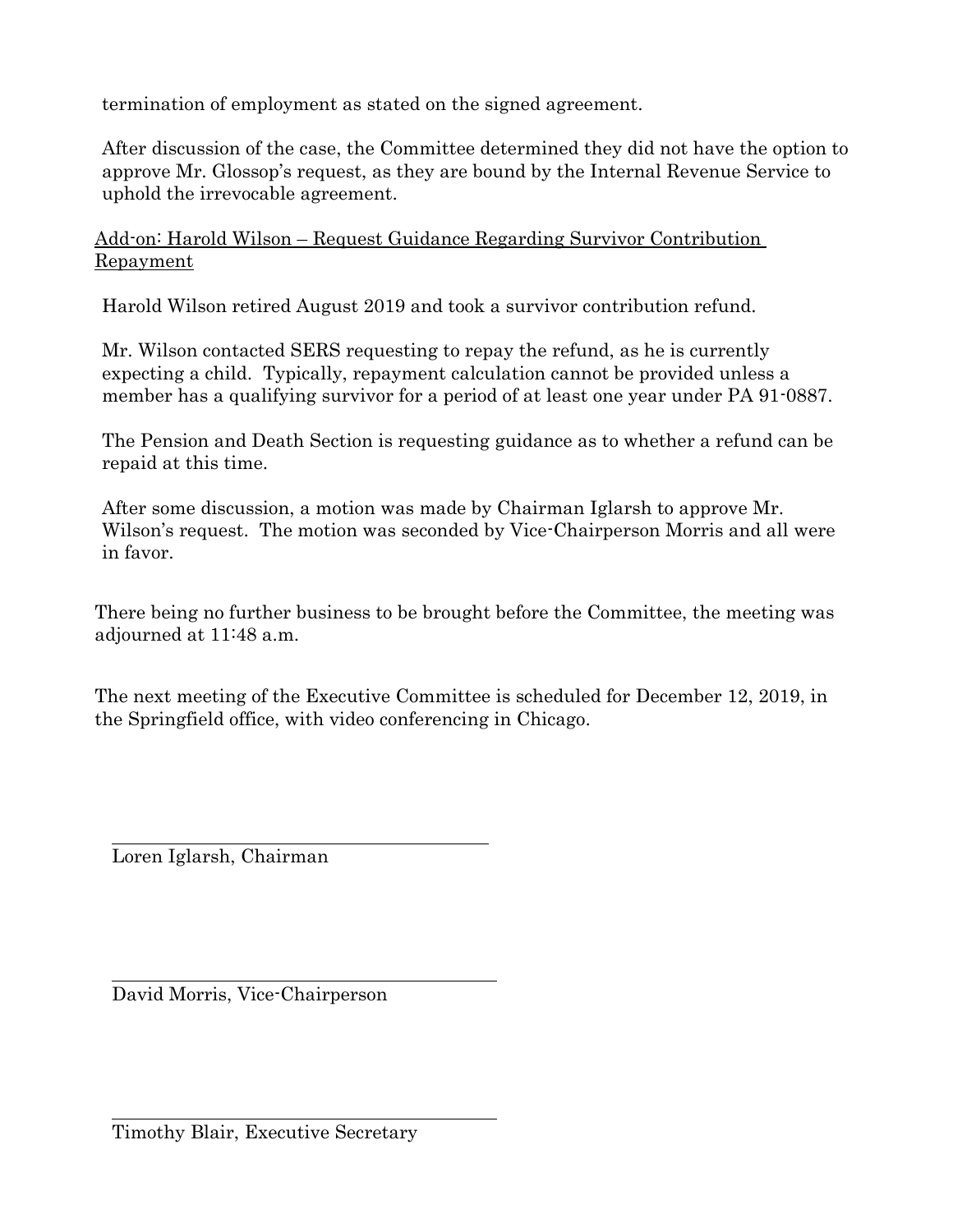termination of employment as stated on the signed agreement.

After discussion of the case, the Committee determined they did not have the option to approve Mr. Glossop's request, as they are bound by the Internal Revenue Service to uphold the irrevocable agreement.

<u>Add-on: Harold Wilson – Request Guidance Regarding Survivor Contribution Repayment</u>

Harold Wilson retired August 2019 and took a survivor contribution refund.

Mr. Wilson contacted SERS requesting to repay the refund, as he is currently expecting a child. Typically, repayment calculation cannot be provided unless a member has a qualifying survivor for a period of at least one year under PA 91-0887.

The Pension and Death Section is requesting guidance as to whether a refund can be repaid at this time.

After some discussion, a motion was made by Chairman Iglarsh to approve Mr. Wilson's request. The motion was seconded by Vice-Chairperson Morris and all were in favor.

There being no further business to be brought before the Committee, the meeting was adjourned at 11:48 a.m.

The next meeting of the Executive Committee is scheduled for December 12, 2019, in the Springfield office, with video conferencing in Chicago.

Loren Iglarsh, Chairman

David Morris, Vice-Chairperson

Timothy Blair, Executive Secretary